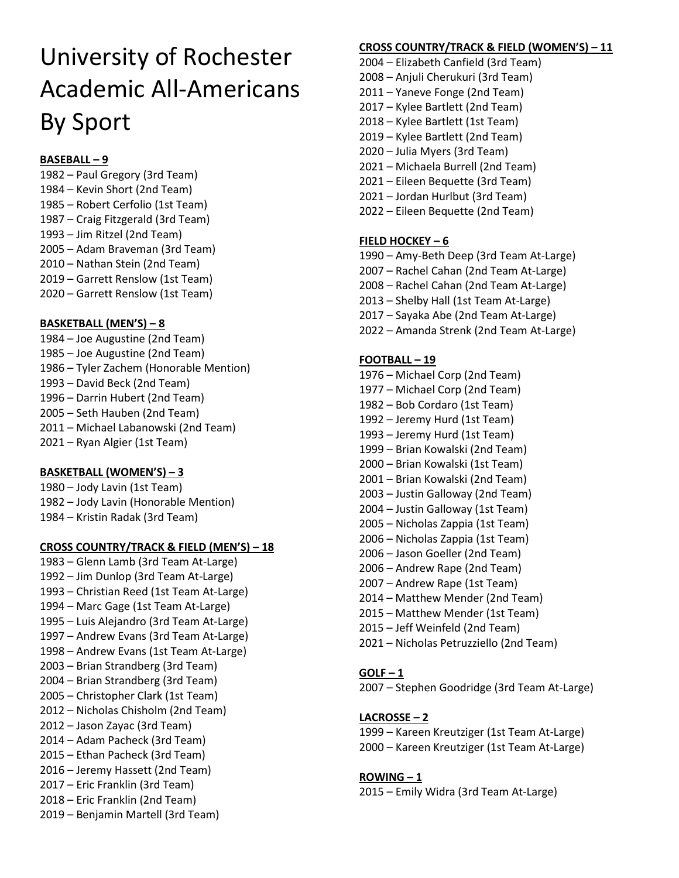# University of Rochester Academic All-Americans By Sport

**BASEBALL – 9**

1982 – Paul Gregory (3rd Team)
1984 – Kevin Short (2nd Team)
1985 – Robert Cerfolio (1st Team)
1987 – Craig Fitzgerald (3rd Team)
1993 – Jim Ritzel (2nd Team)
2005 – Adam Braveman (3rd Team)
2010 – Nathan Stein (2nd Team)
2019 – Garrett Renslow (1st Team)
2020 – Garrett Renslow (1st Team)

**BASKETBALL (MEN'S) – 8**

1984 – Joe Augustine (2nd Team)
1985 – Joe Augustine (2nd Team)
1986 – Tyler Zachem (Honorable Mention)
1993 – David Beck (2nd Team)
1996 – Darrin Hubert (2nd Team)
2005 – Seth Hauben (2nd Team)
2011 – Michael Labanowski (2nd Team)
2021 – Ryan Algier (1st Team)

**BASKETBALL (WOMEN'S) – 3**

1980 – Jody Lavin (1st Team)
1982 – Jody Lavin (Honorable Mention)
1984 – Kristin Radak (3rd Team)

**CROSS COUNTRY/TRACK & FIELD (MEN'S) – 18**

1983 – Glenn Lamb (3rd Team At-Large)
1992 – Jim Dunlop (3rd Team At-Large)
1993 – Christian Reed (1st Team At-Large)
1994 – Marc Gage (1st Team At-Large)
1995 – Luis Alejandro (3rd Team At-Large)
1997 – Andrew Evans (3rd Team At-Large)
1998 – Andrew Evans (1st Team At-Large)
2003 – Brian Strandberg (3rd Team)
2004 – Brian Strandberg (3rd Team)
2005 – Christopher Clark (1st Team)
2012 – Nicholas Chisholm (2nd Team)
2012 – Jason Zayac (3rd Team)
2014 – Adam Pacheck (3rd Team)
2015 – Ethan Pacheck (3rd Team)
2016 – Jeremy Hassett (2nd Team)
2017 – Eric Franklin (3rd Team)
2018 – Eric Franklin (2nd Team)
2019 – Benjamin Martell (3rd Team)

**CROSS COUNTRY/TRACK & FIELD (WOMEN'S) – 11**

2004 – Elizabeth Canfield (3rd Team)
2008 – Anjuli Cherukuri (3rd Team)
2011 – Yaneve Fonge (2nd Team)
2017 – Kylee Bartlett (2nd Team)
2018 – Kylee Bartlett (1st Team)
2019 – Kylee Bartlett (2nd Team)
2020 – Julia Myers (3rd Team)
2021 – Michaela Burrell (2nd Team)
2021 – Eileen Bequette (3rd Team)
2021 – Jordan Hurlbut (3rd Team)
2022 – Eileen Bequette (2nd Team)

**FIELD HOCKEY – 6**

1990 – Amy-Beth Deep (3rd Team At-Large)
2007 – Rachel Cahan (2nd Team At-Large)
2008 – Rachel Cahan (2nd Team At-Large)
2013 – Shelby Hall (1st Team At-Large)
2017 – Sayaka Abe (2nd Team At-Large)
2022 – Amanda Strenk (2nd Team At-Large)

**FOOTBALL – 19**

1976 – Michael Corp (2nd Team)
1977 – Michael Corp (2nd Team)
1982 – Bob Cordaro (1st Team)
1992 – Jeremy Hurd (1st Team)
1993 – Jeremy Hurd (1st Team)
1999 – Brian Kowalski (2nd Team)
2000 – Brian Kowalski (1st Team)
2001 – Brian Kowalski (2nd Team)
2003 – Justin Galloway (2nd Team)
2004 – Justin Galloway (1st Team)
2005 – Nicholas Zappia (1st Team)
2006 – Nicholas Zappia (1st Team)
2006 – Jason Goeller (2nd Team)
2006 – Andrew Rape (2nd Team)
2007 – Andrew Rape (1st Team)
2014 – Matthew Mender (2nd Team)
2015 – Matthew Mender (1st Team)
2015 – Jeff Weinfeld (2nd Team)
2021 – Nicholas Petruzziello (2nd Team)

**GOLF – 1**

2007 – Stephen Goodridge (3rd Team At-Large)

**LACROSSE – 2**

1999 – Kareen Kreutziger (1st Team At-Large)
2000 – Kareen Kreutziger (1st Team At-Large)

**ROWING – 1**

2015 – Emily Widra (3rd Team At-Large)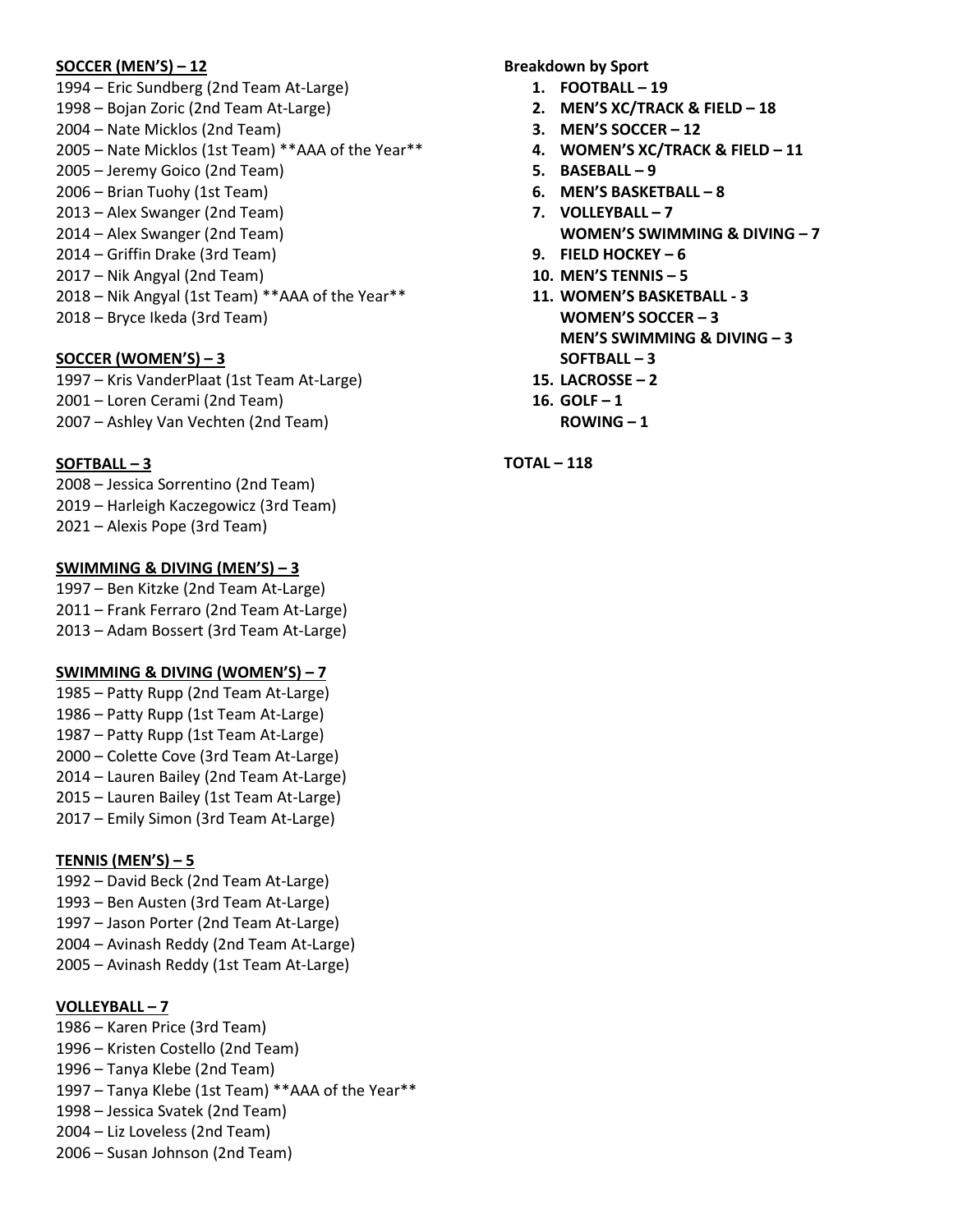**SOCCER (MEN'S) – 12**

1994 – Eric Sundberg (2nd Team At-Large)
1998 – Bojan Zoric (2nd Team At-Large)
2004 – Nate Micklos (2nd Team)
2005 – Nate Micklos (1st Team) **AAA of the Year**
2005 – Jeremy Goico (2nd Team)
2006 – Brian Tuohy (1st Team)
2013 – Alex Swanger (2nd Team)
2014 – Alex Swanger (2nd Team)
2014 – Griffin Drake (3rd Team)
2017 – Nik Angyal (2nd Team)
2018 – Nik Angyal (1st Team) **AAA of the Year**
2018 – Bryce Ikeda (3rd Team)

**SOCCER (WOMEN'S) – 3**

1997 – Kris VanderPlaat (1st Team At-Large)
2001 – Loren Cerami (2nd Team)
2007 – Ashley Van Vechten (2nd Team)

**SOFTBALL – 3**

2008 – Jessica Sorrentino (2nd Team)
2019 – Harleigh Kaczegowicz (3rd Team)
2021 – Alexis Pope (3rd Team)

**SWIMMING & DIVING (MEN'S) – 3**

1997 – Ben Kitzke (2nd Team At-Large)
2011 – Frank Ferraro (2nd Team At-Large)
2013 – Adam Bossert (3rd Team At-Large)

**SWIMMING & DIVING (WOMEN'S) – 7**

1985 – Patty Rupp (2nd Team At-Large)
1986 – Patty Rupp (1st Team At-Large)
1987 – Patty Rupp (1st Team At-Large)
2000 – Colette Cove (3rd Team At-Large)
2014 – Lauren Bailey (2nd Team At-Large)
2015 – Lauren Bailey (1st Team At-Large)
2017 – Emily Simon (3rd Team At-Large)

**TENNIS (MEN'S) – 5**

1992 – David Beck (2nd Team At-Large)
1993 – Ben Austen (3rd Team At-Large)
1997 – Jason Porter (2nd Team At-Large)
2004 – Avinash Reddy (2nd Team At-Large)
2005 – Avinash Reddy (1st Team At-Large)

**VOLLEYBALL – 7**

1986 – Karen Price (3rd Team)
1996 – Kristen Costello (2nd Team)
1996 – Tanya Klebe (2nd Team)
1997 – Tanya Klebe (1st Team) **AAA of the Year**
1998 – Jessica Svatek (2nd Team)
2004 – Liz Loveless (2nd Team)
2006 – Susan Johnson (2nd Team)

**Breakdown by Sport**

1. **FOOTBALL – 19**
2. **MEN'S XC/TRACK & FIELD – 18**
3. **MEN'S SOCCER – 12**
4. **WOMEN'S XC/TRACK & FIELD – 11**
5. **BASEBALL – 9**
6. **MEN'S BASKETBALL – 8**
7. **VOLLEYBALL – 7**
   **WOMEN'S SWIMMING & DIVING – 7**
9. **FIELD HOCKEY – 6**
10. **MEN'S TENNIS – 5**
11. **WOMEN'S BASKETBALL - 3**
    **WOMEN'S SOCCER – 3**
    **MEN'S SWIMMING & DIVING – 3**
    **SOFTBALL – 3**
15. **LACROSSE – 2**
16. **GOLF – 1**
    **ROWING – 1**

**TOTAL – 118**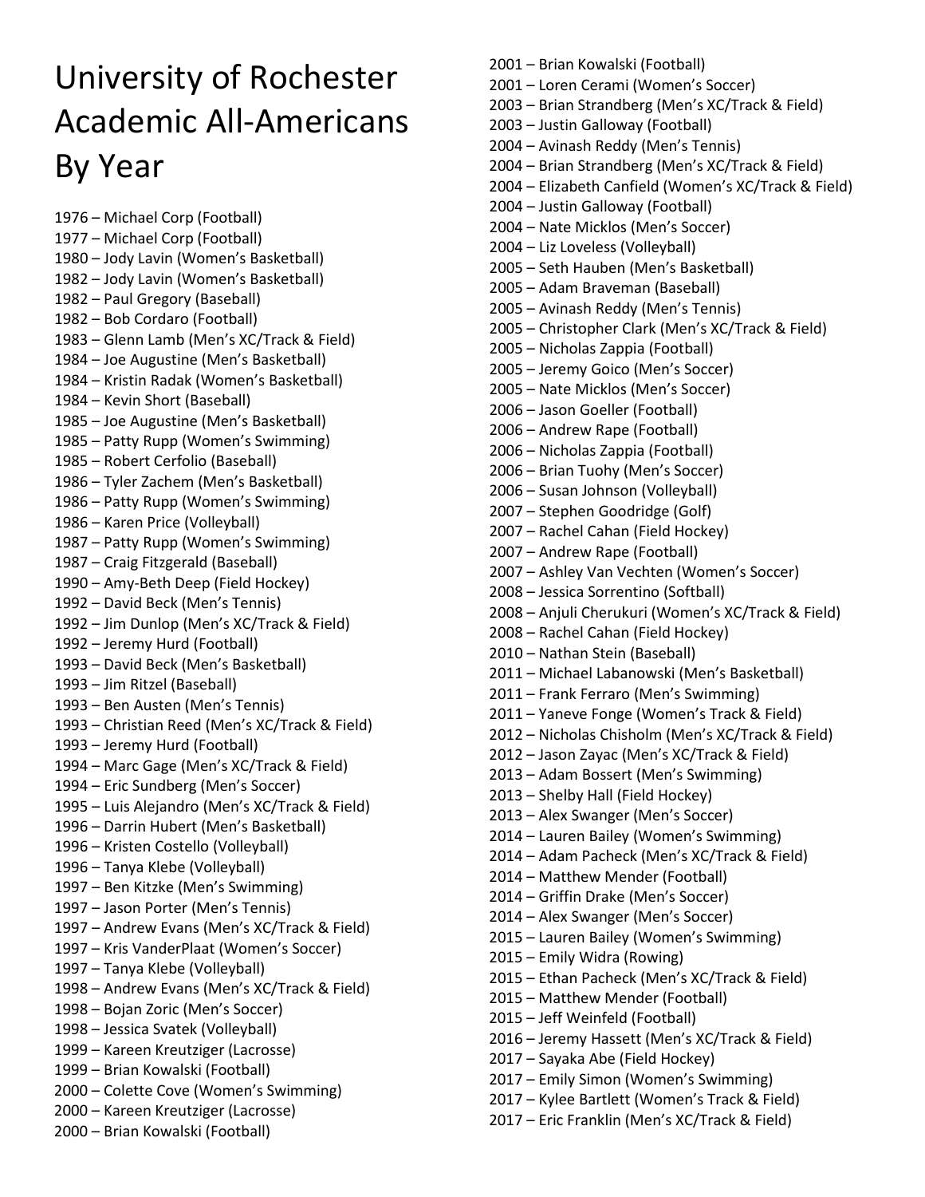# University of Rochester Academic All-Americans By Year

1976 – Michael Corp (Football)
1977 – Michael Corp (Football)
1980 – Jody Lavin (Women's Basketball)
1982 – Jody Lavin (Women's Basketball)
1982 – Paul Gregory (Baseball)
1982 – Bob Cordaro (Football)
1983 – Glenn Lamb (Men's XC/Track & Field)
1984 – Joe Augustine (Men's Basketball)
1984 – Kristin Radak (Women's Basketball)
1984 – Kevin Short (Baseball)
1985 – Joe Augustine (Men's Basketball)
1985 – Patty Rupp (Women's Swimming)
1985 – Robert Cerfolio (Baseball)
1986 – Tyler Zachem (Men's Basketball)
1986 – Patty Rupp (Women's Swimming)
1986 – Karen Price (Volleyball)
1987 – Patty Rupp (Women's Swimming)
1987 – Craig Fitzgerald (Baseball)
1990 – Amy-Beth Deep (Field Hockey)
1992 – David Beck (Men's Tennis)
1992 – Jim Dunlop (Men's XC/Track & Field)
1992 – Jeremy Hurd (Football)
1993 – David Beck (Men's Basketball)
1993 – Jim Ritzel (Baseball)
1993 – Ben Austen (Men's Tennis)
1993 – Christian Reed (Men's XC/Track & Field)
1993 – Jeremy Hurd (Football)
1994 – Marc Gage (Men's XC/Track & Field)
1994 – Eric Sundberg (Men's Soccer)
1995 – Luis Alejandro (Men's XC/Track & Field)
1996 – Darrin Hubert (Men's Basketball)
1996 – Kristen Costello (Volleyball)
1996 – Tanya Klebe (Volleyball)
1997 – Ben Kitzke (Men's Swimming)
1997 – Jason Porter (Men's Tennis)
1997 – Andrew Evans (Men's XC/Track & Field)
1997 – Kris VanderPlaat (Women's Soccer)
1997 – Tanya Klebe (Volleyball)
1998 – Andrew Evans (Men's XC/Track & Field)
1998 – Bojan Zoric (Men's Soccer)
1998 – Jessica Svatek (Volleyball)
1999 – Kareen Kreutziger (Lacrosse)
1999 – Brian Kowalski (Football)
2000 – Colette Cove (Women's Swimming)
2000 – Kareen Kreutziger (Lacrosse)
2000 – Brian Kowalski (Football)
2001 – Brian Kowalski (Football)
2001 – Loren Cerami (Women's Soccer)
2003 – Brian Strandberg (Men's XC/Track & Field)
2003 – Justin Galloway (Football)
2004 – Avinash Reddy (Men's Tennis)
2004 – Brian Strandberg (Men's XC/Track & Field)
2004 – Elizabeth Canfield (Women's XC/Track & Field)
2004 – Justin Galloway (Football)
2004 – Nate Micklos (Men's Soccer)
2004 – Liz Loveless (Volleyball)
2005 – Seth Hauben (Men's Basketball)
2005 – Adam Braveman (Baseball)
2005 – Avinash Reddy (Men's Tennis)
2005 – Christopher Clark (Men's XC/Track & Field)
2005 – Nicholas Zappia (Football)
2005 – Jeremy Goico (Men's Soccer)
2005 – Nate Micklos (Men's Soccer)
2006 – Jason Goeller (Football)
2006 – Andrew Rape (Football)
2006 – Nicholas Zappia (Football)
2006 – Brian Tuohy (Men's Soccer)
2006 – Susan Johnson (Volleyball)
2007 – Stephen Goodridge (Golf)
2007 – Rachel Cahan (Field Hockey)
2007 – Andrew Rape (Football)
2007 – Ashley Van Vechten (Women's Soccer)
2008 – Jessica Sorrentino (Softball)
2008 – Anjuli Cherukuri (Women's XC/Track & Field)
2008 – Rachel Cahan (Field Hockey)
2010 – Nathan Stein (Baseball)
2011 – Michael Labanowski (Men's Basketball)
2011 – Frank Ferraro (Men's Swimming)
2011 – Yaneve Fonge (Women's Track & Field)
2012 – Nicholas Chisholm (Men's XC/Track & Field)
2012 – Jason Zayac (Men's XC/Track & Field)
2013 – Adam Bossert (Men's Swimming)
2013 – Shelby Hall (Field Hockey)
2013 – Alex Swanger (Men's Soccer)
2014 – Lauren Bailey (Women's Swimming)
2014 – Adam Pacheck (Men's XC/Track & Field)
2014 – Matthew Mender (Football)
2014 – Griffin Drake (Men's Soccer)
2014 – Alex Swanger (Men's Soccer)
2015 – Lauren Bailey (Women's Swimming)
2015 – Emily Widra (Rowing)
2015 – Ethan Pacheck (Men's XC/Track & Field)
2015 – Matthew Mender (Football)
2015 – Jeff Weinfeld (Football)
2016 – Jeremy Hassett (Men's XC/Track & Field)
2017 – Sayaka Abe (Field Hockey)
2017 – Emily Simon (Women's Swimming)
2017 – Kylee Bartlett (Women's Track & Field)
2017 – Eric Franklin (Men's XC/Track & Field)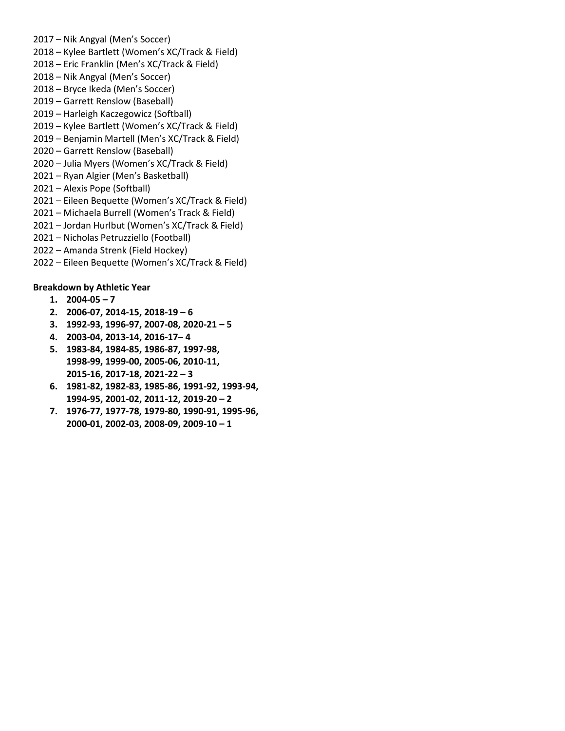2017 – Nik Angyal (Men's Soccer)
2018 – Kylee Bartlett (Women's XC/Track & Field)
2018 – Eric Franklin (Men's XC/Track & Field)
2018 – Nik Angyal (Men's Soccer)
2018 – Bryce Ikeda (Men's Soccer)
2019 – Garrett Renslow (Baseball)
2019 – Harleigh Kaczegowicz (Softball)
2019 – Kylee Bartlett (Women's XC/Track & Field)
2019 – Benjamin Martell (Men's XC/Track & Field)
2020 – Garrett Renslow (Baseball)
2020 – Julia Myers (Women's XC/Track & Field)
2021 – Ryan Algier (Men's Basketball)
2021 – Alexis Pope (Softball)
2021 – Eileen Bequette (Women's XC/Track & Field)
2021 – Michaela Burrell (Women's Track & Field)
2021 – Jordan Hurlbut (Women's XC/Track & Field)
2021 – Nicholas Petruzziello (Football)
2022 – Amanda Strenk (Field Hockey)
2022 – Eileen Bequette (Women's XC/Track & Field)

**Breakdown by Athletic Year**

1. **2004-05 – 7**
2. **2006-07, 2014-15, 2018-19 – 6**
3. **1992-93, 1996-97, 2007-08, 2020-21 – 5**
4. **2003-04, 2013-14, 2016-17– 4**
5. **1983-84, 1984-85, 1986-87, 1997-98, 1998-99, 1999-00, 2005-06, 2010-11, 2015-16, 2017-18, 2021-22 – 3**
6. **1981-82, 1982-83, 1985-86, 1991-92, 1993-94, 1994-95, 2001-02, 2011-12, 2019-20 – 2**
7. **1976-77, 1977-78, 1979-80, 1990-91, 1995-96, 2000-01, 2002-03, 2008-09, 2009-10 – 1**